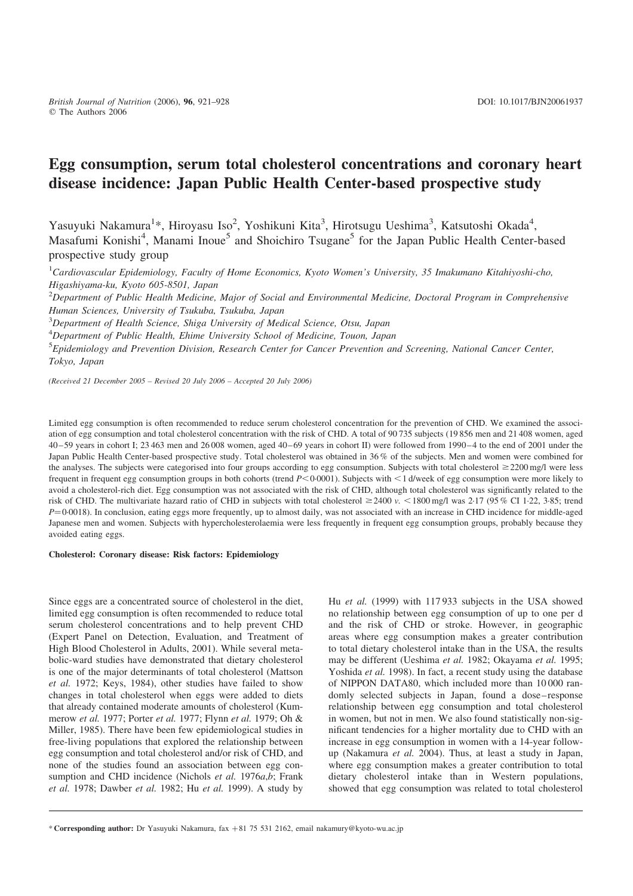# Egg consumption, serum total cholesterol concentrations and coronary heart disease incidence: Japan Public Health Center-based prospective study

Yasuyuki Nakamura[1]*, Hiroyasu Iso[2], Yoshikuni Kita[3], Hirotsugu Ueshima[3], Katsutoshi Okada[4], Masafumi Konishi[4], Manami Inoue[5] and Shoichiro Tsugane[5] for the Japan Public Health Center-based prospective study group

[1]*Cardiovascular Epidemiology, Faculty of Home Economics, Kyoto Women's University, 35 Imakumano Kitahiyoshi-cho, Higashiyama-ku, Kyoto 605-8501, Japan*

[2]*Department of Public Health Medicine, Major of Social and Environmental Medicine, Doctoral Program in Comprehensive Human Sciences, University of Tsukuba, Tsukuba, Japan*

[3]*Department of Health Science, Shiga University of Medical Science, Otsu, Japan*

[4]*Department of Public Health, Ehime University School of Medicine, Touon, Japan*

[5]*Epidemiology and Prevention Division, Research Center for Cancer Prevention and Screening, National Cancer Center, Tokyo, Japan*

*(Received 21 December 2005 – Revised 20 July 2006 – Accepted 20 July 2006)*

Limited egg consumption is often recommended to reduce serum cholesterol concentration for the prevention of CHD. We examined the association of egg consumption and total cholesterol concentration with the risk of CHD. A total of 90 735 subjects (19 856 men and 21 408 women, aged 40–59 years in cohort I; 23 463 men and 26 008 women, aged 40–69 years in cohort II) were followed from 1990–4 to the end of 2001 under the Japan Public Health Center-based prospective study. Total cholesterol was obtained in 36 % of the subjects. Men and women were combined for the analyses. The subjects were categorised into four groups according to egg consumption. Subjects with total cholesterol $\geq$2200 mg/l were less frequent in frequent egg consumption groups in both cohorts (trend $P<0{\cdot}0001$). Subjects with $<$1 d/week of egg consumption were more likely to avoid a cholesterol-rich diet. Egg consumption was not associated with the risk of CHD, although total cholesterol was significantly related to the risk of CHD. The multivariate hazard ratio of CHD in subjects with total cholesterol $\geq$2400 *v.* $<$1800 mg/l was 2·17 (95 % CI 1·22, 3·85; trend $P=0{\cdot}0018$). In conclusion, eating eggs more frequently, up to almost daily, was not associated with an increase in CHD incidence for middle-aged Japanese men and women. Subjects with hypercholesterolaemia were less frequently in frequent egg consumption groups, probably because they avoided eating eggs.

**Cholesterol: Coronary disease: Risk factors: Epidemiology**

Since eggs are a concentrated source of cholesterol in the diet, limited egg consumption is often recommended to reduce total serum cholesterol concentrations and to help prevent CHD (Expert Panel on Detection, Evaluation, and Treatment of High Blood Cholesterol in Adults, 2001). While several metabolic-ward studies have demonstrated that dietary cholesterol is one of the major determinants of total cholesterol (Mattson *et al.* 1972; Keys, 1984), other studies have failed to show changes in total cholesterol when eggs were added to diets that already contained moderate amounts of cholesterol (Kummerow *et al.* 1977; Porter *et al.* 1977; Flynn *et al.* 1979; Oh & Miller, 1985). There have been few epidemiological studies in free-living populations that explored the relationship between egg consumption and total cholesterol and/or risk of CHD, and none of the studies found an association between egg consumption and CHD incidence (Nichols *et al.* 1976*a*,*b*; Frank *et al.* 1978; Dawber *et al.* 1982; Hu *et al.* 1999). A study by Hu *et al.* (1999) with 117 933 subjects in the USA showed no relationship between egg consumption of up to one per d and the risk of CHD or stroke. However, in geographic areas where egg consumption makes a greater contribution to total dietary cholesterol intake than in the USA, the results may be different (Ueshima *et al.* 1982; Okayama *et al.* 1995; Yoshida *et al.* 1998). In fact, a recent study using the database of NIPPON DATA80, which included more than 10 000 randomly selected subjects in Japan, found a dose–response relationship between egg consumption and total cholesterol in women, but not in men. We also found statistically non-significant tendencies for a higher mortality due to CHD with an increase in egg consumption in women with a 14-year follow-up (Nakamura *et al.* 2004). Thus, at least a study in Japan, where egg consumption makes a greater contribution to total dietary cholesterol intake than in Western populations, showed that egg consumption was related to total cholesterol

\* **Corresponding author:** Dr Yasuyuki Nakamura, fax +81 75 531 2162, email nakamury@kyoto-wu.ac.jp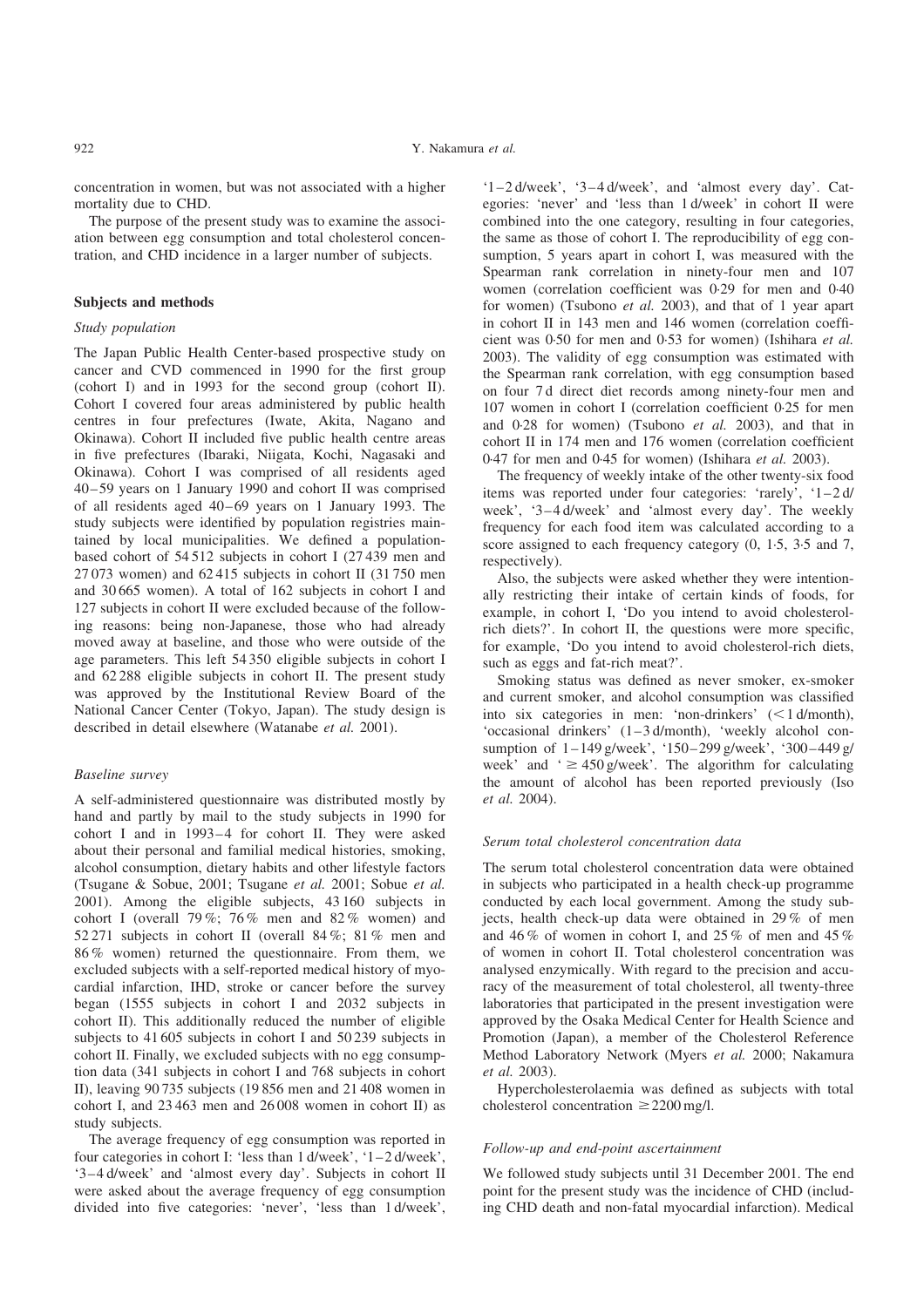concentration in women, but was not associated with a higher mortality due to CHD.

The purpose of the present study was to examine the association between egg consumption and total cholesterol concentration, and CHD incidence in a larger number of subjects.

## Subjects and methods

### *Study population*

The Japan Public Health Center-based prospective study on cancer and CVD commenced in 1990 for the first group (cohort I) and in 1993 for the second group (cohort II). Cohort I covered four areas administered by public health centres in four prefectures (Iwate, Akita, Nagano and Okinawa). Cohort II included five public health centre areas in five prefectures (Ibaraki, Niigata, Kochi, Nagasaki and Okinawa). Cohort I was comprised of all residents aged 40–59 years on 1 January 1990 and cohort II was comprised of all residents aged 40–69 years on 1 January 1993. The study subjects were identified by population registries maintained by local municipalities. We defined a population-based cohort of 54 512 subjects in cohort I (27 439 men and 27 073 women) and 62 415 subjects in cohort II (31 750 men and 30 665 women). A total of 162 subjects in cohort I and 127 subjects in cohort II were excluded because of the following reasons: being non-Japanese, those who had already moved away at baseline, and those who were outside of the age parameters. This left 54 350 eligible subjects in cohort I and 62 288 eligible subjects in cohort II. The present study was approved by the Institutional Review Board of the National Cancer Center (Tokyo, Japan). The study design is described in detail elsewhere (Watanabe *et al.* 2001).

### *Baseline survey*

A self-administered questionnaire was distributed mostly by hand and partly by mail to the study subjects in 1990 for cohort I and in 1993–4 for cohort II. They were asked about their personal and familial medical histories, smoking, alcohol consumption, dietary habits and other lifestyle factors (Tsugane & Sobue, 2001; Tsugane *et al.* 2001; Sobue *et al.* 2001). Among the eligible subjects, 43 160 subjects in cohort I (overall 79 %; 76 % men and 82 % women) and 52 271 subjects in cohort II (overall 84 %; 81 % men and 86 % women) returned the questionnaire. From them, we excluded subjects with a self-reported medical history of myocardial infarction, IHD, stroke or cancer before the survey began (1555 subjects in cohort I and 2032 subjects in cohort II). This additionally reduced the number of eligible subjects to 41 605 subjects in cohort I and 50 239 subjects in cohort II. Finally, we excluded subjects with no egg consumption data (341 subjects in cohort I and 768 subjects in cohort II), leaving 90 735 subjects (19 856 men and 21 408 women in cohort I, and 23 463 men and 26 008 women in cohort II) as study subjects.

The average frequency of egg consumption was reported in four categories in cohort I: 'less than 1 d/week', '1–2 d/week', '3–4 d/week' and 'almost every day'. Subjects in cohort II were asked about the average frequency of egg consumption divided into five categories: 'never', 'less than 1 d/week', '1–2 d/week', '3–4 d/week', and 'almost every day'. Categories: 'never' and 'less than 1 d/week' in cohort II were combined into the one category, resulting in four categories, the same as those of cohort I. The reproducibility of egg consumption, 5 years apart in cohort I, was measured with the Spearman rank correlation in ninety-four men and 107 women (correlation coefficient was 0·29 for men and 0·40 for women) (Tsubono *et al.* 2003), and that of 1 year apart in cohort II in 143 men and 146 women (correlation coefficient was 0·50 for men and 0·53 for women) (Ishihara *et al.* 2003). The validity of egg consumption was estimated with the Spearman rank correlation, with egg consumption based on four 7 d direct diet records among ninety-four men and 107 women in cohort I (correlation coefficient 0·25 for men and 0·28 for women) (Tsubono *et al.* 2003), and that in cohort II in 174 men and 176 women (correlation coefficient 0·47 for men and 0·45 for women) (Ishihara *et al.* 2003).

The frequency of weekly intake of the other twenty-six food items was reported under four categories: 'rarely', '1–2 d/week', '3–4 d/week' and 'almost every day'. The weekly frequency for each food item was calculated according to a score assigned to each frequency category (0, 1·5, 3·5 and 7, respectively).

Also, the subjects were asked whether they were intentionally restricting their intake of certain kinds of foods, for example, in cohort I, 'Do you intend to avoid cholesterol-rich diets?'. In cohort II, the questions were more specific, for example, 'Do you intend to avoid cholesterol-rich diets, such as eggs and fat-rich meat?'.

Smoking status was defined as never smoker, ex-smoker and current smoker, and alcohol consumption was classified into six categories in men: 'non-drinkers' (< 1 d/month), 'occasional drinkers' (1–3 d/month), 'weekly alcohol consumption of 1–149 g/week', '150–299 g/week', '300–449 g/week' and '≥ 450 g/week'. The algorithm for calculating the amount of alcohol has been reported previously (Iso *et al.* 2004).

### *Serum total cholesterol concentration data*

The serum total cholesterol concentration data were obtained in subjects who participated in a health check-up programme conducted by each local government. Among the study subjects, health check-up data were obtained in 29 % of men and 46 % of women in cohort I, and 25 % of men and 45 % of women in cohort II. Total cholesterol concentration was analysed enzymically. With regard to the precision and accuracy of the measurement of total cholesterol, all twenty-three laboratories that participated in the present investigation were approved by the Osaka Medical Center for Health Science and Promotion (Japan), a member of the Cholesterol Reference Method Laboratory Network (Myers *et al.* 2000; Nakamura *et al.* 2003).

Hypercholesterolaemia was defined as subjects with total cholesterol concentration ≥ 2200 mg/l.

### *Follow-up and end-point ascertainment*

We followed study subjects until 31 December 2001. The end point for the present study was the incidence of CHD (including CHD death and non-fatal myocardial infarction). Medical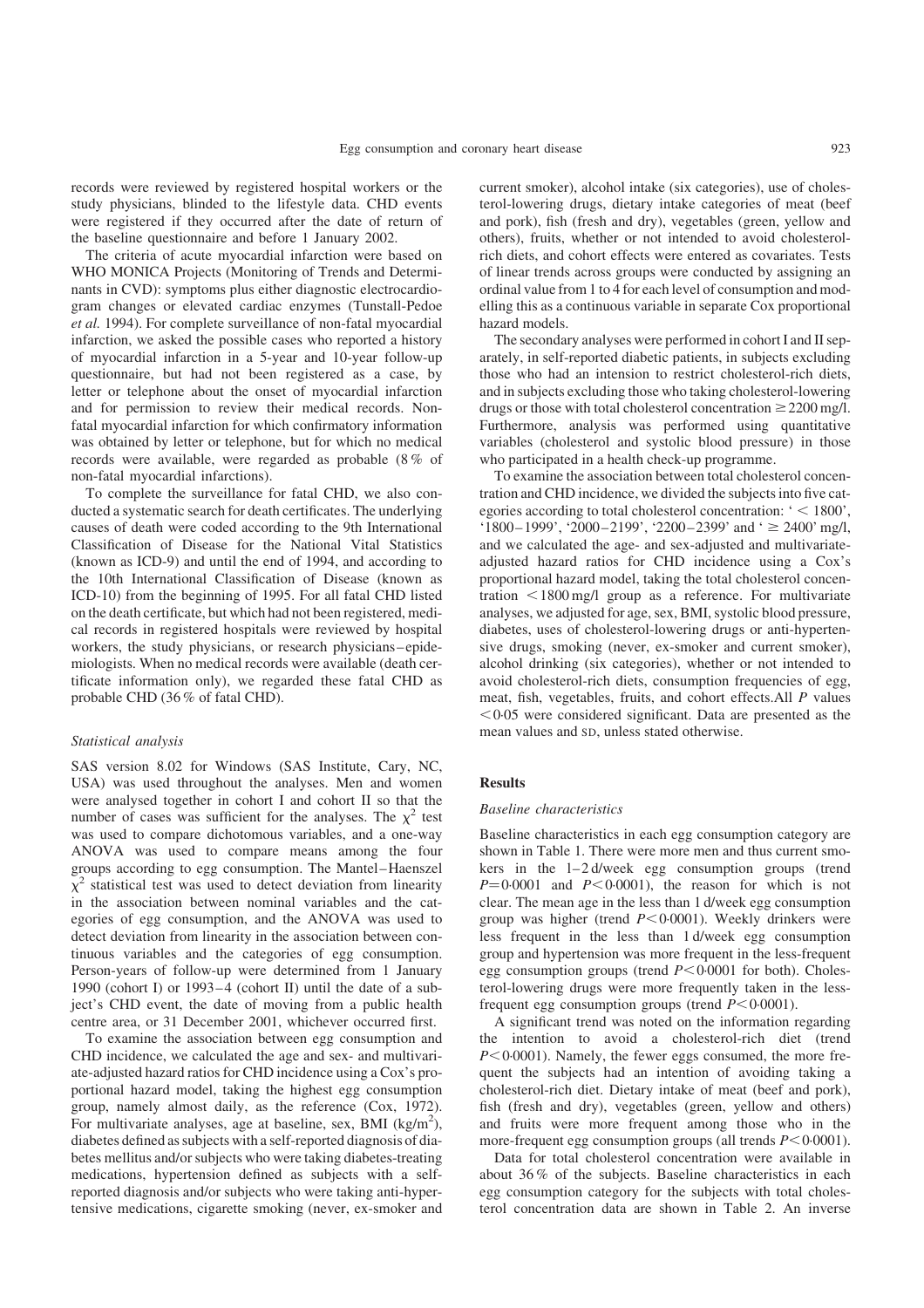records were reviewed by registered hospital workers or the study physicians, blinded to the lifestyle data. CHD events were registered if they occurred after the date of return of the baseline questionnaire and before 1 January 2002.

The criteria of acute myocardial infarction were based on WHO MONICA Projects (Monitoring of Trends and Determinants in CVD): symptoms plus either diagnostic electrocardiogram changes or elevated cardiac enzymes (Tunstall-Pedoe *et al.* 1994). For complete surveillance of non-fatal myocardial infarction, we asked the possible cases who reported a history of myocardial infarction in a 5-year and 10-year follow-up questionnaire, but had not been registered as a case, by letter or telephone about the onset of myocardial infarction and for permission to review their medical records. Non-fatal myocardial infarction for which confirmatory information was obtained by letter or telephone, but for which no medical records were available, were regarded as probable (8 % of non-fatal myocardial infarctions).

To complete the surveillance for fatal CHD, we also conducted a systematic search for death certificates. The underlying causes of death were coded according to the 9th International Classification of Disease for the National Vital Statistics (known as ICD-9) and until the end of 1994, and according to the 10th International Classification of Disease (known as ICD-10) from the beginning of 1995. For all fatal CHD listed on the death certificate, but which had not been registered, medical records in registered hospitals were reviewed by hospital workers, the study physicians, or research physicians–epidemiologists. When no medical records were available (death certificate information only), we regarded these fatal CHD as probable CHD (36 % of fatal CHD).

### *Statistical analysis*

SAS version 8.02 for Windows (SAS Institute, Cary, NC, USA) was used throughout the analyses. Men and women were analysed together in cohort I and cohort II so that the number of cases was sufficient for the analyses. The $\chi^2$ test was used to compare dichotomous variables, and a one-way ANOVA was used to compare means among the four groups according to egg consumption. The Mantel–Haenszel $\chi^2$ statistical test was used to detect deviation from linearity in the association between nominal variables and the categories of egg consumption, and the ANOVA was used to detect deviation from linearity in the association between continuous variables and the categories of egg consumption. Person-years of follow-up were determined from 1 January 1990 (cohort I) or 1993–4 (cohort II) until the date of a subject's CHD event, the date of moving from a public health centre area, or 31 December 2001, whichever occurred first.

To examine the association between egg consumption and CHD incidence, we calculated the age and sex- and multivariate-adjusted hazard ratios for CHD incidence using a Cox's proportional hazard model, taking the highest egg consumption group, namely almost daily, as the reference (Cox, 1972). For multivariate analyses, age at baseline, sex, BMI (kg/m$^2$), diabetes defined as subjects with a self-reported diagnosis of diabetes mellitus and/or subjects who were taking diabetes-treating medications, hypertension defined as subjects with a self-reported diagnosis and/or subjects who were taking anti-hypertensive medications, cigarette smoking (never, ex-smoker and current smoker), alcohol intake (six categories), use of cholesterol-lowering drugs, dietary intake categories of meat (beef and pork), fish (fresh and dry), vegetables (green, yellow and others), fruits, whether or not intended to avoid cholesterol-rich diets, and cohort effects were entered as covariates. Tests of linear trends across groups were conducted by assigning an ordinal value from 1 to 4 for each level of consumption and modelling this as a continuous variable in separate Cox proportional hazard models.

The secondary analyses were performed in cohort I and II separately, in self-reported diabetic patients, in subjects excluding those who had an intension to restrict cholesterol-rich diets, and in subjects excluding those who taking cholesterol-lowering drugs or those with total cholesterol concentration $\geq$ 2200 mg/l. Furthermore, analysis was performed using quantitative variables (cholesterol and systolic blood pressure) in those who participated in a health check-up programme.

To examine the association between total cholesterol concentration and CHD incidence, we divided the subjects into five categories according to total cholesterol concentration: '$<$ 1800', '1800–1999', '2000–2199', '2200–2399' and '$\geq$ 2400' mg/l, and we calculated the age- and sex-adjusted and multivariate-adjusted hazard ratios for CHD incidence using a Cox's proportional hazard model, taking the total cholesterol concentration $<$1800 mg/l group as a reference. For multivariate analyses, we adjusted for age, sex, BMI, systolic blood pressure, diabetes, uses of cholesterol-lowering drugs or anti-hypertensive drugs, smoking (never, ex-smoker and current smoker), alcohol drinking (six categories), whether or not intended to avoid cholesterol-rich diets, consumption frequencies of egg, meat, fish, vegetables, fruits, and cohort effects.All $P$ values $<$0·05 were considered significant. Data are presented as the mean values and SD, unless stated otherwise.

## Results

### *Baseline characteristics*

Baseline characteristics in each egg consumption category are shown in Table 1. There were more men and thus current smokers in the 1–2 d/week egg consumption groups (trend $P$=0·0001 and $P$<0·0001), the reason for which is not clear. The mean age in the less than 1 d/week egg consumption group was higher (trend $P$<0·0001). Weekly drinkers were less frequent in the less than 1 d/week egg consumption group and hypertension was more frequent in the less-frequent egg consumption groups (trend $P$<0·0001 for both). Cholesterol-lowering drugs were more frequently taken in the less-frequent egg consumption groups (trend $P$<0·0001).

A significant trend was noted on the information regarding the intention to avoid a cholesterol-rich diet (trend $P$<0·0001). Namely, the fewer eggs consumed, the more frequent the subjects had an intention of avoiding taking a cholesterol-rich diet. Dietary intake of meat (beef and pork), fish (fresh and dry), vegetables (green, yellow and others) and fruits were more frequent among those who in the more-frequent egg consumption groups (all trends $P$<0·0001).

Data for total cholesterol concentration were available in about 36 % of the subjects. Baseline characteristics in each egg consumption category for the subjects with total cholesterol concentration data are shown in Table 2. An inverse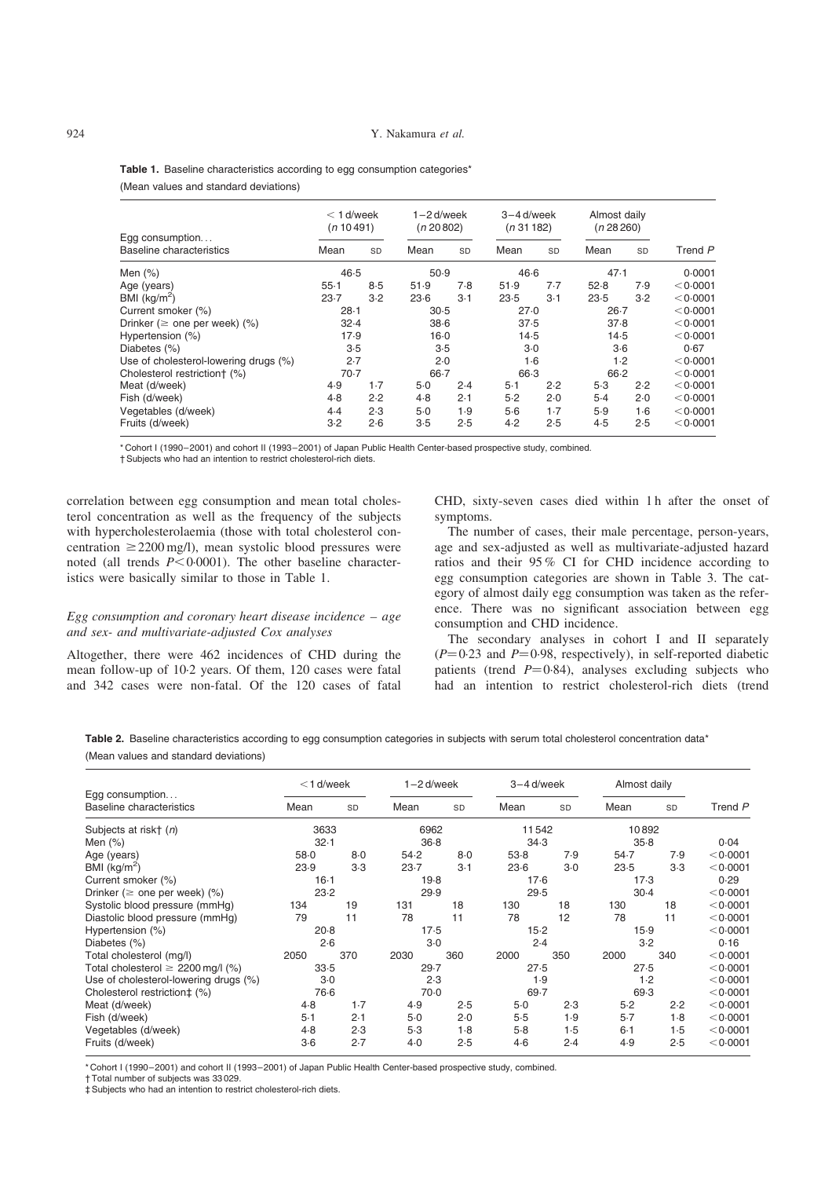**Table 1.** Baseline characteristics according to egg consumption categories*

(Mean values and standard deviations)

| Egg consumption... | < 1 d/week (n 10491) | | 1–2 d/week (n 20802) | | 3–4 d/week (n 31182) | | Almost daily (n 28260) | | |
|---|---|---|---|---|---|---|---|---|---|
| Baseline characteristics | Mean | SD | Mean | SD | Mean | SD | Mean | SD | Trend P |
| Men (%) | 46·5 | | 50·9 | | 46·6 | | 47·1 | | 0·0001 |
| Age (years) | 55·1 | 8·5 | 51·9 | 7·8 | 51·9 | 7·7 | 52·8 | 7·9 | < 0·0001 |
| BMI (kg/m$^2$) | 23·7 | 3·2 | 23·6 | 3·1 | 23·5 | 3·1 | 23·5 | 3·2 | < 0·0001 |
| Current smoker (%) | 28·1 | | 30·5 | | 27·0 | | 26·7 | | < 0·0001 |
| Drinker (≥ one per week) (%) | 32·4 | | 38·6 | | 37·5 | | 37·8 | | < 0·0001 |
| Hypertension (%) | 17·9 | | 16·0 | | 14·5 | | 14·5 | | < 0·0001 |
| Diabetes (%) | 3·5 | | 3·5 | | 3·0 | | 3·6 | | 0·67 |
| Use of cholesterol-lowering drugs (%) | 2·7 | | 2·0 | | 1·6 | | 1·2 | | < 0·0001 |
| Cholesterol restriction† (%) | 70·7 | | 66·7 | | 66·3 | | 66·2 | | < 0·0001 |
| Meat (d/week) | 4·9 | 1·7 | 5·0 | 2·4 | 5·1 | 2·2 | 5·3 | 2·2 | < 0·0001 |
| Fish (d/week) | 4·8 | 2·2 | 4·8 | 2·1 | 5·2 | 2·0 | 5·4 | 2·0 | < 0·0001 |
| Vegetables (d/week) | 4·4 | 2·3 | 5·0 | 1·9 | 5·6 | 1·7 | 5·9 | 1·6 | < 0·0001 |
| Fruits (d/week) | 3·2 | 2·6 | 3·5 | 2·5 | 4·2 | 2·5 | 4·5 | 2·5 | < 0·0001 |

* Cohort I (1990–2001) and cohort II (1993–2001) of Japan Public Health Center-based prospective study, combined.
† Subjects who had an intention to restrict cholesterol-rich diets.

correlation between egg consumption and mean total cholesterol concentration as well as the frequency of the subjects with hypercholesterolaemia (those with total cholesterol concentration ≥ 2200 mg/l), mean systolic blood pressures were noted (all trends $P < 0·0001$). The other baseline characteristics were basically similar to those in Table 1.

### *Egg consumption and coronary heart disease incidence – age and sex- and multivariate-adjusted Cox analyses*

Altogether, there were 462 incidences of CHD during the mean follow-up of 10·2 years. Of them, 120 cases were fatal and 342 cases were non-fatal. Of the 120 cases of fatal CHD, sixty-seven cases died within 1 h after the onset of symptoms.

The number of cases, their male percentage, person-years, age and sex-adjusted as well as multivariate-adjusted hazard ratios and their 95 % CI for CHD incidence according to egg consumption categories are shown in Table 3. The category of almost daily egg consumption was taken as the reference. There was no significant association between egg consumption and CHD incidence.

The secondary analyses in cohort I and II separately ($P = 0·23$ and $P = 0·98$, respectively), in self-reported diabetic patients (trend $P = 0·84$), analyses excluding subjects who had an intention to restrict cholesterol-rich diets (trend

**Table 2.** Baseline characteristics according to egg consumption categories in subjects with serum total cholesterol concentration data*

(Mean values and standard deviations)

| Egg consumption... | < 1 d/week | | 1–2 d/week | | 3–4 d/week | | Almost daily | | |
|---|---|---|---|---|---|---|---|---|---|
| Baseline characteristics | Mean | SD | Mean | SD | Mean | SD | Mean | SD | Trend P |
| Subjects at risk† (n) | 3633 | | 6962 | | 11542 | | 10892 | | |
| Men (%) | 32·1 | | 36·8 | | 34·3 | | 35·8 | | 0·04 |
| Age (years) | 58·0 | 8·0 | 54·2 | 8·0 | 53·8 | 7·9 | 54·7 | 7·9 | < 0·0001 |
| BMI (kg/m$^2$) | 23·9 | 3·3 | 23·7 | 3·1 | 23·6 | 3·0 | 23·5 | 3·3 | < 0·0001 |
| Current smoker (%) | 16·1 | | 19·8 | | 17·6 | | 17·3 | | 0·29 |
| Drinker (≥ one per week) (%) | 23·2 | | 29·9 | | 29·5 | | 30·4 | | < 0·0001 |
| Systolic blood pressure (mmHg) | 134 | 19 | 131 | 18 | 130 | 18 | 130 | 18 | < 0·0001 |
| Diastolic blood pressure (mmHg) | 79 | 11 | 78 | 11 | 78 | 12 | 78 | 11 | < 0·0001 |
| Hypertension (%) | 20·8 | | 17·5 | | 15·2 | | 15·9 | | < 0·0001 |
| Diabetes (%) | 2·6 | | 3·0 | | 2·4 | | 3·2 | | 0·16 |
| Total cholesterol (mg/l) | 2050 | 370 | 2030 | 360 | 2000 | 350 | 2000 | 340 | < 0·0001 |
| Total cholesterol ≥ 2200 mg/l (%) | 33·5 | | 29·7 | | 27·5 | | 27·5 | | < 0·0001 |
| Use of cholesterol-lowering drugs (%) | 3·0 | | 2·3 | | 1·9 | | 1·2 | | < 0·0001 |
| Cholesterol restriction‡ (%) | 76·6 | | 70·0 | | 69·7 | | 69·3 | | < 0·0001 |
| Meat (d/week) | 4·8 | 1·7 | 4·9 | 2·5 | 5·0 | 2·3 | 5·2 | 2·2 | < 0·0001 |
| Fish (d/week) | 5·1 | 2·1 | 5·0 | 2·0 | 5·5 | 1·9 | 5·7 | 1·8 | < 0·0001 |
| Vegetables (d/week) | 4·8 | 2·3 | 5·3 | 1·8 | 5·8 | 1·5 | 6·1 | 1·5 | < 0·0001 |
| Fruits (d/week) | 3·6 | 2·7 | 4·0 | 2·5 | 4·6 | 2·4 | 4·9 | 2·5 | < 0·0001 |

* Cohort I (1990–2001) and cohort II (1993–2001) of Japan Public Health Center-based prospective study, combined.
† Total number of subjects was 33029.
‡ Subjects who had an intention to restrict cholesterol-rich diets.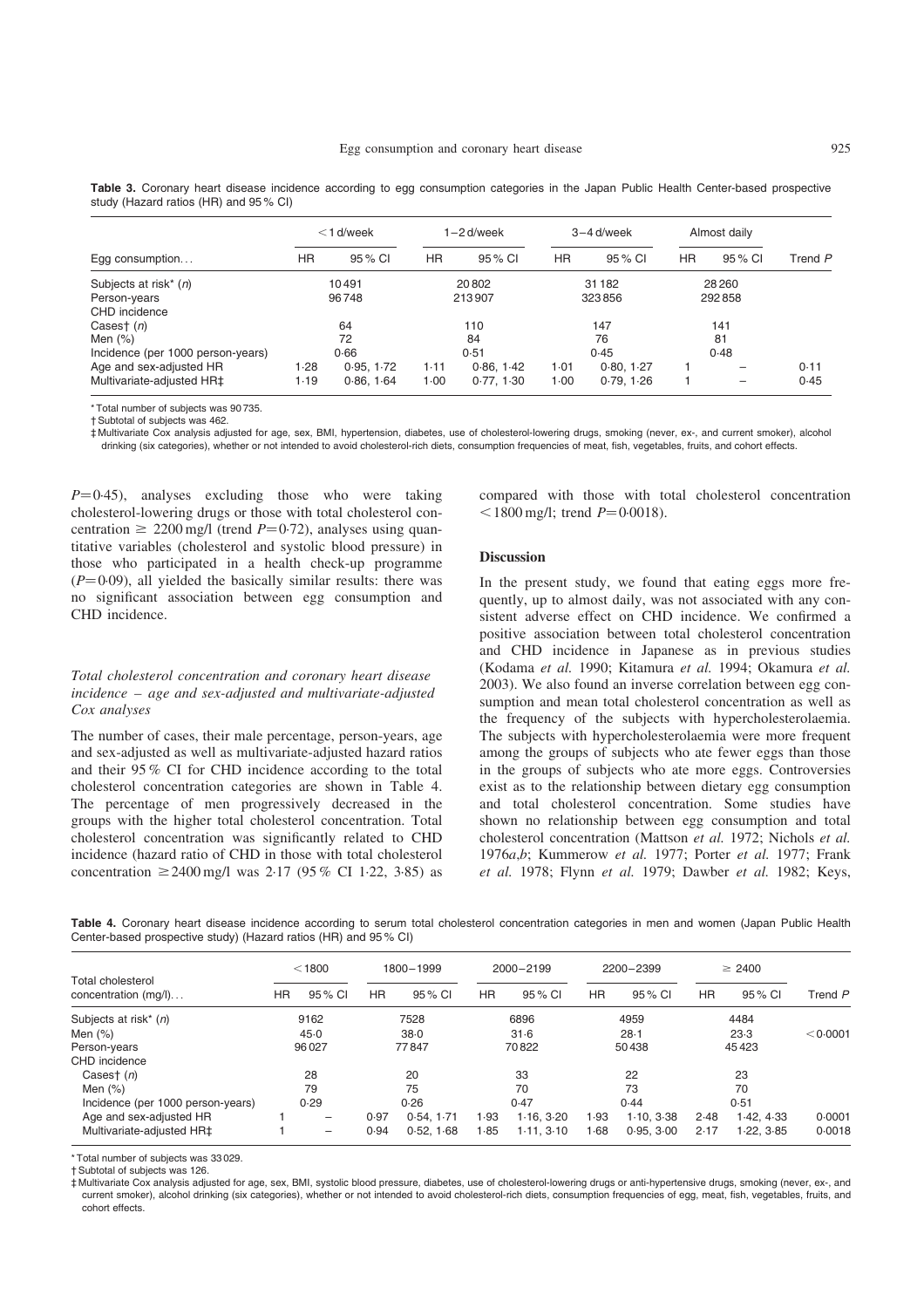**Table 3.** Coronary heart disease incidence according to egg consumption categories in the Japan Public Health Center-based prospective study (Hazard ratios (HR) and 95 % CI)

| Egg consumption... | <1 d/week | | 1–2 d/week | | 3–4 d/week | | Almost daily | | |
|---|---|---|---|---|---|---|---|---|---|
| | HR | 95 % CI | HR | 95 % CI | HR | 95 % CI | HR | 95 % CI | Trend P |
| Subjects at risk* (n) | 10491 | | 20802 | | 31182 | | 28260 | | |
| Person-years | 96748 | | 213907 | | 323856 | | 292858 | | |
| CHD incidence | | | | | | | | | |
| Cases† (n) | 64 | | 110 | | 147 | | 141 | | |
| Men (%) | 72 | | 84 | | 76 | | 81 | | |
| Incidence (per 1000 person-years) | 0·66 | | 0·51 | | 0·45 | | 0·48 | | |
| Age and sex-adjusted HR | 1·28 | 0·95, 1·72 | 1·11 | 0·86, 1·42 | 1·01 | 0·80, 1·27 | 1 | – | 0·11 |
| Multivariate-adjusted HR‡ | 1·19 | 0·86, 1·64 | 1·00 | 0·77, 1·30 | 1·00 | 0·79, 1·26 | 1 | – | 0·45 |

\* Total number of subjects was 90 735.
† Subtotal of subjects was 462.
‡ Multivariate Cox analysis adjusted for age, sex, BMI, hypertension, diabetes, use of cholesterol-lowering drugs, smoking (never, ex-, and current smoker), alcohol drinking (six categories), whether or not intended to avoid cholesterol-rich diets, consumption frequencies of meat, fish, vegetables, fruits, and cohort effects.

$P=0·45$), analyses excluding those who were taking cholesterol-lowering drugs or those with total cholesterol concentration $\geq$ 2200 mg/l (trend $P=0·72$), analyses using quantitative variables (cholesterol and systolic blood pressure) in those who participated in a health check-up programme ($P=0·09$), all yielded the basically similar results: there was no significant association between egg consumption and CHD incidence.

### *Total cholesterol concentration and coronary heart disease incidence – age and sex-adjusted and multivariate-adjusted Cox analyses*

The number of cases, their male percentage, person-years, age and sex-adjusted as well as multivariate-adjusted hazard ratios and their 95 % CI for CHD incidence according to the total cholesterol concentration categories are shown in Table 4. The percentage of men progressively decreased in the groups with the higher total cholesterol concentration. Total cholesterol concentration was significantly related to CHD incidence (hazard ratio of CHD in those with total cholesterol concentration $\geq$2400 mg/l was 2·17 (95 % CI 1·22, 3·85) as compared with those with total cholesterol concentration <1800 mg/l; trend $P=0·0018$).

## Discussion

In the present study, we found that eating eggs more frequently, up to almost daily, was not associated with any consistent adverse effect on CHD incidence. We confirmed a positive association between total cholesterol concentration and CHD incidence in Japanese as in previous studies (Kodama *et al.* 1990; Kitamura *et al.* 1994; Okamura *et al.* 2003). We also found an inverse correlation between egg consumption and mean total cholesterol concentration as well as the frequency of the subjects with hypercholesterolaemia. The subjects with hypercholesterolaemia were more frequent among the groups of subjects who ate fewer eggs than those in the groups of subjects who ate more eggs. Controversies exist as to the relationship between dietary egg consumption and total cholesterol concentration. Some studies have shown no relationship between egg consumption and total cholesterol concentration (Mattson *et al.* 1972; Nichols *et al.* 1976*a*,*b*; Kummerow *et al.* 1977; Porter *et al.* 1977; Frank *et al.* 1978; Flynn *et al.* 1979; Dawber *et al.* 1982; Keys,

**Table 4.** Coronary heart disease incidence according to serum total cholesterol concentration categories in men and women (Japan Public Health Center-based prospective study) (Hazard ratios (HR) and 95 % CI)

| Total cholesterol concentration (mg/l)... | <1800 | | 1800–1999 | | 2000–2199 | | 2200–2399 | | $\geq$ 2400 | | |
|---|---|---|---|---|---|---|---|---|---|---|---|
| | HR | 95 % CI | HR | 95 % CI | HR | 95 % CI | HR | 95 % CI | HR | 95 % CI | Trend P |
| Subjects at risk* (n) | 9162 | | 7528 | | 6896 | | 4959 | | 4484 | | |
| Men (%) | 45·0 | | 38·0 | | 31·6 | | 28·1 | | 23·3 | | <0·0001 |
| Person-years | 96027 | | 77847 | | 70822 | | 50438 | | 45423 | | |
| CHD incidence | | | | | | | | | | | |
| Cases† (n) | 28 | | 20 | | 33 | | 22 | | 23 | | |
| Men (%) | 79 | | 75 | | 70 | | 73 | | 70 | | |
| Incidence (per 1000 person-years) | 0·29 | | 0·26 | | 0·47 | | 0·44 | | 0·51 | | |
| Age and sex-adjusted HR | 1 | – | 0·97 | 0·54, 1·71 | 1·93 | 1·16, 3·20 | 1·93 | 1·10, 3·38 | 2·48 | 1·42, 4·33 | 0·0001 |
| Multivariate-adjusted HR‡ | 1 | – | 0·94 | 0·52, 1·68 | 1·85 | 1·11, 3·10 | 1·68 | 0·95, 3·00 | 2·17 | 1·22, 3·85 | 0·0018 |

\* Total number of subjects was 33 029.
† Subtotal of subjects was 126.
‡ Multivariate Cox analysis adjusted for age, sex, BMI, systolic blood pressure, diabetes, use of cholesterol-lowering drugs or anti-hypertensive drugs, smoking (never, ex-, and current smoker), alcohol drinking (six categories), whether or not intended to avoid cholesterol-rich diets, consumption frequencies of egg, meat, fish, vegetables, fruits, and cohort effects.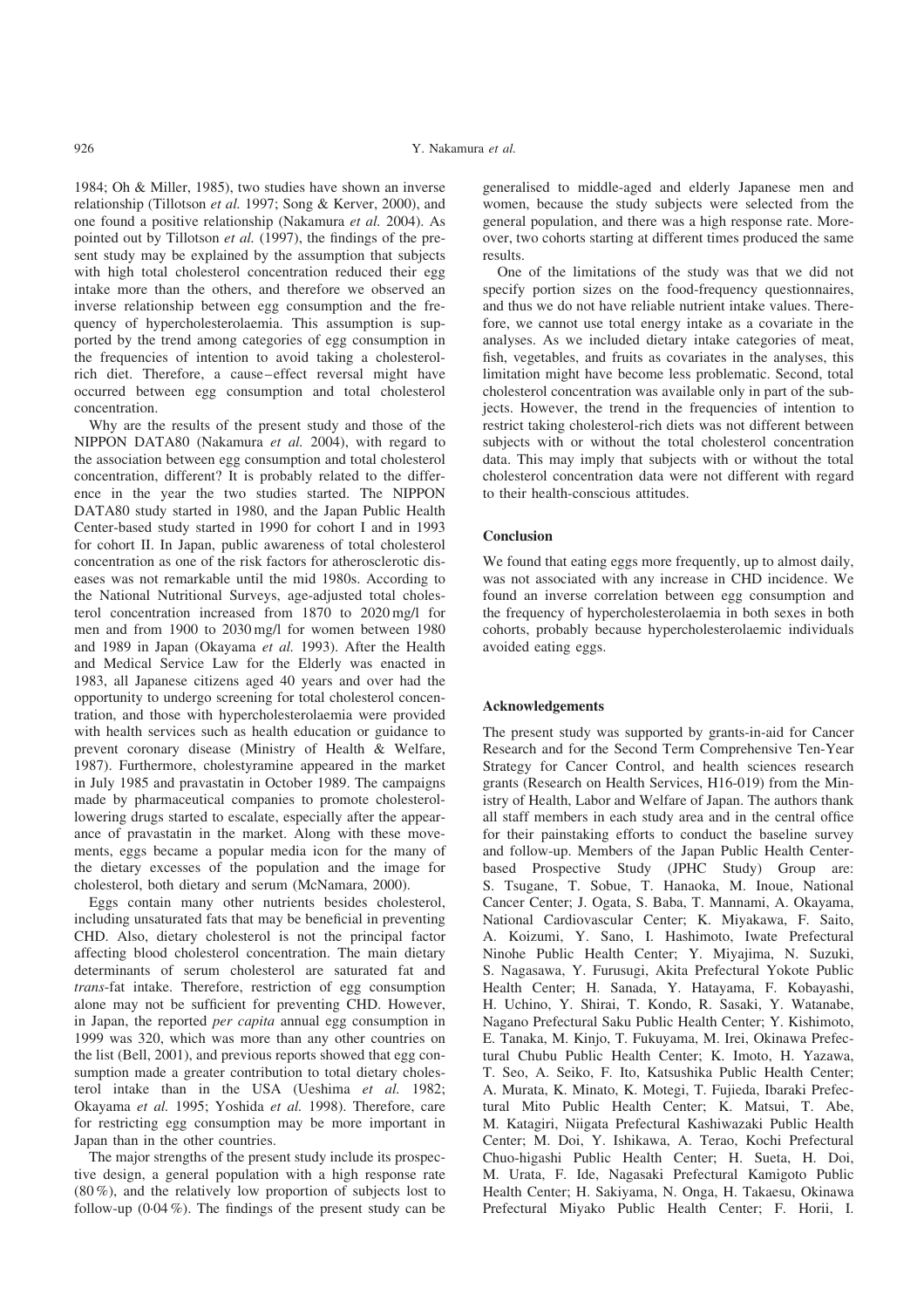1984; Oh & Miller, 1985), two studies have shown an inverse relationship (Tillotson *et al.* 1997; Song & Kerver, 2000), and one found a positive relationship (Nakamura *et al.* 2004). As pointed out by Tillotson *et al.* (1997), the findings of the present study may be explained by the assumption that subjects with high total cholesterol concentration reduced their egg intake more than the others, and therefore we observed an inverse relationship between egg consumption and the frequency of hypercholesterolaemia. This assumption is supported by the trend among categories of egg consumption in the frequencies of intention to avoid taking a cholesterol-rich diet. Therefore, a cause–effect reversal might have occurred between egg consumption and total cholesterol concentration.

Why are the results of the present study and those of the NIPPON DATA80 (Nakamura *et al.* 2004), with regard to the association between egg consumption and total cholesterol concentration, different? It is probably related to the difference in the year the two studies started. The NIPPON DATA80 study started in 1980, and the Japan Public Health Center-based study started in 1990 for cohort I and in 1993 for cohort II. In Japan, public awareness of total cholesterol concentration as one of the risk factors for atherosclerotic diseases was not remarkable until the mid 1980s. According to the National Nutritional Surveys, age-adjusted total cholesterol concentration increased from 1870 to 2020 mg/l for men and from 1900 to 2030 mg/l for women between 1980 and 1989 in Japan (Okayama *et al.* 1993). After the Health and Medical Service Law for the Elderly was enacted in 1983, all Japanese citizens aged 40 years and over had the opportunity to undergo screening for total cholesterol concentration, and those with hypercholesterolaemia were provided with health services such as health education or guidance to prevent coronary disease (Ministry of Health & Welfare, 1987). Furthermore, cholestyramine appeared in the market in July 1985 and pravastatin in October 1989. The campaigns made by pharmaceutical companies to promote cholesterol-lowering drugs started to escalate, especially after the appearance of pravastatin in the market. Along with these movements, eggs became a popular media icon for the many of the dietary excesses of the population and the image for cholesterol, both dietary and serum (McNamara, 2000).

Eggs contain many other nutrients besides cholesterol, including unsaturated fats that may be beneficial in preventing CHD. Also, dietary cholesterol is not the principal factor affecting blood cholesterol concentration. The main dietary determinants of serum cholesterol are saturated fat and *trans*-fat intake. Therefore, restriction of egg consumption alone may not be sufficient for preventing CHD. However, in Japan, the reported *per capita* annual egg consumption in 1999 was 320, which was more than any other countries on the list (Bell, 2001), and previous reports showed that egg consumption made a greater contribution to total dietary cholesterol intake than in the USA (Ueshima *et al.* 1982; Okayama *et al.* 1995; Yoshida *et al.* 1998). Therefore, care for restricting egg consumption may be more important in Japan than in the other countries.

The major strengths of the present study include its prospective design, a general population with a high response rate (80 %), and the relatively low proportion of subjects lost to follow-up (0·04 %). The findings of the present study can be generalised to middle-aged and elderly Japanese men and women, because the study subjects were selected from the general population, and there was a high response rate. Moreover, two cohorts starting at different times produced the same results.

One of the limitations of the study was that we did not specify portion sizes on the food-frequency questionnaires, and thus we do not have reliable nutrient intake values. Therefore, we cannot use total energy intake as a covariate in the analyses. As we included dietary intake categories of meat, fish, vegetables, and fruits as covariates in the analyses, this limitation might have become less problematic. Second, total cholesterol concentration was available only in part of the subjects. However, the trend in the frequencies of intention to restrict taking cholesterol-rich diets was not different between subjects with or without the total cholesterol concentration data. This may imply that subjects with or without the total cholesterol concentration data were not different with regard to their health-conscious attitudes.

## Conclusion

We found that eating eggs more frequently, up to almost daily, was not associated with any increase in CHD incidence. We found an inverse correlation between egg consumption and the frequency of hypercholesterolaemia in both sexes in both cohorts, probably because hypercholesterolaemic individuals avoided eating eggs.

## Acknowledgements

The present study was supported by grants-in-aid for Cancer Research and for the Second Term Comprehensive Ten-Year Strategy for Cancer Control, and health sciences research grants (Research on Health Services, H16-019) from the Ministry of Health, Labor and Welfare of Japan. The authors thank all staff members in each study area and in the central office for their painstaking efforts to conduct the baseline survey and follow-up. Members of the Japan Public Health Center-based Prospective Study (JPHC Study) Group are: S. Tsugane, T. Sobue, T. Hanaoka, M. Inoue, National Cancer Center; J. Ogata, S. Baba, T. Mannami, A. Okayama, National Cardiovascular Center; K. Miyakawa, F. Saito, A. Koizumi, Y. Sano, I. Hashimoto, Iwate Prefectural Ninohe Public Health Center; Y. Miyajima, N. Suzuki, S. Nagasawa, Y. Furusugi, Akita Prefectural Yokote Public Health Center; H. Sanada, Y. Hatayama, F. Kobayashi, H. Uchino, Y. Shirai, T. Kondo, R. Sasaki, Y. Watanabe, Nagano Prefectural Saku Public Health Center; Y. Kishimoto, E. Tanaka, M. Kinjo, T. Fukuyama, M. Irei, Okinawa Prefectural Chubu Public Health Center; K. Imoto, H. Yazawa, T. Seo, A. Seiko, F. Ito, Katsushika Public Health Center; A. Murata, K. Minato, K. Motegi, T. Fujieda, Ibaraki Prefectural Mito Public Health Center; K. Matsui, T. Abe, M. Katagiri, Niigata Prefectural Kashiwazaki Public Health Center; M. Doi, Y. Ishikawa, A. Terao, Kochi Prefectural Chuo-higashi Public Health Center; H. Sueta, H. Doi, M. Urata, F. Ide, Nagasaki Prefectural Kamigoto Public Health Center; H. Sakiyama, N. Onga, H. Takaesu, Okinawa Prefectural Miyako Public Health Center; F. Horii, I.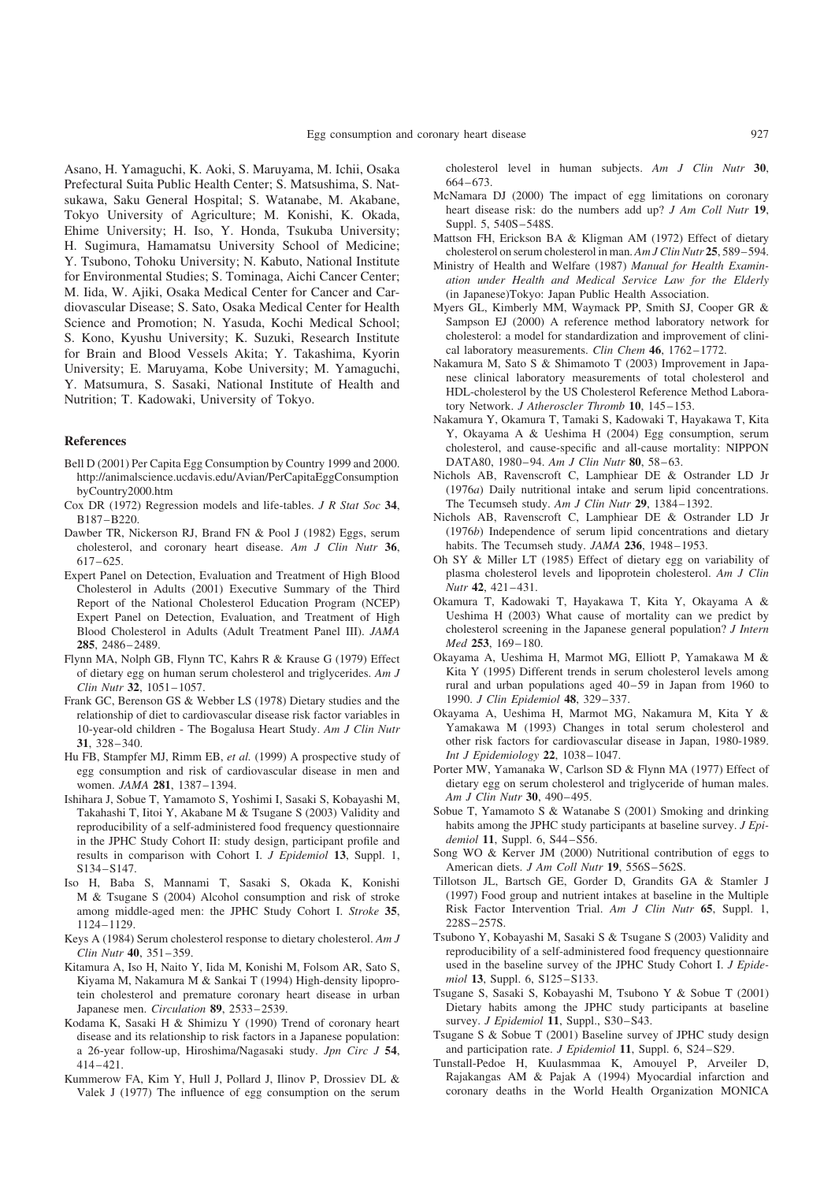Asano, H. Yamaguchi, K. Aoki, S. Maruyama, M. Ichii, Osaka Prefectural Suita Public Health Center; S. Matsushima, S. Natsukawa, Saku General Hospital; S. Watanabe, M. Akabane, Tokyo University of Agriculture; M. Konishi, K. Okada, Ehime University; H. Iso, Y. Honda, Tsukuba University; H. Sugimura, Hamamatsu University School of Medicine; Y. Tsubono, Tohoku University; N. Kabuto, National Institute for Environmental Studies; S. Tominaga, Aichi Cancer Center; M. Iida, W. Ajiki, Osaka Medical Center for Cancer and Cardiovascular Disease; S. Sato, Osaka Medical Center for Health Science and Promotion; N. Yasuda, Kochi Medical School; S. Kono, Kyushu University; K. Suzuki, Research Institute for Brain and Blood Vessels Akita; Y. Takashima, Kyorin University; E. Maruyama, Kobe University; M. Yamaguchi, Y. Matsumura, S. Sasaki, National Institute of Health and Nutrition; T. Kadowaki, University of Tokyo.

## References

Bell D (2001) Per Capita Egg Consumption by Country 1999 and 2000. http://animalscience.ucdavis.edu/Avian/PerCapitaEggConsumptionbyCountry2000.htm

Cox DR (1972) Regression models and life-tables. *J R Stat Soc* **34**, B187–B220.

Dawber TR, Nickerson RJ, Brand FN & Pool J (1982) Eggs, serum cholesterol, and coronary heart disease. *Am J Clin Nutr* **36**, 617–625.

Expert Panel on Detection, Evaluation and Treatment of High Blood Cholesterol in Adults (2001) Executive Summary of the Third Report of the National Cholesterol Education Program (NCEP) Expert Panel on Detection, Evaluation, and Treatment of High Blood Cholesterol in Adults (Adult Treatment Panel III). *JAMA* **285**, 2486–2489.

Flynn MA, Nolph GB, Flynn TC, Kahrs R & Krause G (1979) Effect of dietary egg on human serum cholesterol and triglycerides. *Am J Clin Nutr* **32**, 1051–1057.

Frank GC, Berenson GS & Webber LS (1978) Dietary studies and the relationship of diet to cardiovascular disease risk factor variables in 10-year-old children - The Bogalusa Heart Study. *Am J Clin Nutr* **31**, 328–340.

Hu FB, Stampfer MJ, Rimm EB, *et al.* (1999) A prospective study of egg consumption and risk of cardiovascular disease in men and women. *JAMA* **281**, 1387–1394.

Ishihara J, Sobue T, Yamamoto S, Yoshimi I, Sasaki S, Kobayashi M, Takahashi T, Iitoi Y, Akabane M & Tsugane S (2003) Validity and reproducibility of a self-administered food frequency questionnaire in the JPHC Study Cohort II: study design, participant profile and results in comparison with Cohort I. *J Epidemiol* **13**, Suppl. 1, S134–S147.

Iso H, Baba S, Mannami T, Sasaki S, Okada K, Konishi M & Tsugane S (2004) Alcohol consumption and risk of stroke among middle-aged men: the JPHC Study Cohort I. *Stroke* **35**, 1124–1129.

Keys A (1984) Serum cholesterol response to dietary cholesterol. *Am J Clin Nutr* **40**, 351–359.

Kitamura A, Iso H, Naito Y, Iida M, Konishi M, Folsom AR, Sato S, Kiyama M, Nakamura M & Sankai T (1994) High-density lipoprotein cholesterol and premature coronary heart disease in urban Japanese men. *Circulation* **89**, 2533–2539.

Kodama K, Sasaki H & Shimizu Y (1990) Trend of coronary heart disease and its relationship to risk factors in a Japanese population: a 26-year follow-up, Hiroshima/Nagasaki study. *Jpn Circ J* **54**, 414–421.

Kummerow FA, Kim Y, Hull J, Pollard J, Ilinov P, Drossiev DL & Valek J (1977) The influence of egg consumption on the serum cholesterol level in human subjects. *Am J Clin Nutr* **30**, 664–673.

McNamara DJ (2000) The impact of egg limitations on coronary heart disease risk: do the numbers add up? *J Am Coll Nutr* **19**, Suppl. 5, 540S–548S.

Mattson FH, Erickson BA & Kligman AM (1972) Effect of dietary cholesterol on serum cholesterol in man. *Am J Clin Nutr* **25**, 589–594.

Ministry of Health and Welfare (1987) *Manual for Health Examination under Health and Medical Service Law for the Elderly* (in Japanese)Tokyo: Japan Public Health Association.

Myers GL, Kimberly MM, Waymack PP, Smith SJ, Cooper GR & Sampson EJ (2000) A reference method laboratory network for cholesterol: a model for standardization and improvement of clinical laboratory measurements. *Clin Chem* **46**, 1762–1772.

Nakamura M, Sato S & Shimamoto T (2003) Improvement in Japanese clinical laboratory measurements of total cholesterol and HDL-cholesterol by the US Cholesterol Reference Method Laboratory Network. *J Atheroscler Thromb* **10**, 145–153.

Nakamura Y, Okamura T, Tamaki S, Kadowaki T, Hayakawa T, Kita Y, Okayama A & Ueshima H (2004) Egg consumption, serum cholesterol, and cause-specific and all-cause mortality: NIPPON DATA80, 1980–94. *Am J Clin Nutr* **80**, 58–63.

Nichols AB, Ravenscroft C, Lamphiear DE & Ostrander LD Jr (1976*a*) Daily nutritional intake and serum lipid concentrations. The Tecumseh study. *Am J Clin Nutr* **29**, 1384–1392.

Nichols AB, Ravenscroft C, Lamphiear DE & Ostrander LD Jr (1976*b*) Independence of serum lipid concentrations and dietary habits. The Tecumseh study. *JAMA* **236**, 1948–1953.

Oh SY & Miller LT (1985) Effect of dietary egg on variability of plasma cholesterol levels and lipoprotein cholesterol. *Am J Clin Nutr* **42**, 421–431.

Okamura T, Kadowaki T, Hayakawa T, Kita Y, Okayama A & Ueshima H (2003) What cause of mortality can we predict by cholesterol screening in the Japanese general population? *J Intern Med* **253**, 169–180.

Okayama A, Ueshima H, Marmot MG, Elliott P, Yamakawa M & Kita Y (1995) Different trends in serum cholesterol levels among rural and urban populations aged 40–59 in Japan from 1960 to 1990. *J Clin Epidemiol* **48**, 329–337.

Okayama A, Ueshima H, Marmot MG, Nakamura M, Kita Y & Yamakawa M (1993) Changes in total serum cholesterol and other risk factors for cardiovascular disease in Japan, 1980-1989. *Int J Epidemiology* **22**, 1038–1047.

Porter MW, Yamanaka W, Carlson SD & Flynn MA (1977) Effect of dietary egg on serum cholesterol and triglyceride of human males. *Am J Clin Nutr* **30**, 490–495.

Sobue T, Yamamoto S & Watanabe S (2001) Smoking and drinking habits among the JPHC study participants at baseline survey. *J Epidemiol* **11**, Suppl. 6, S44–S56.

Song WO & Kerver JM (2000) Nutritional contribution of eggs to American diets. *J Am Coll Nutr* **19**, 556S–562S.

Tillotson JL, Bartsch GE, Gorder D, Grandits GA & Stamler J (1997) Food group and nutrient intakes at baseline in the Multiple Risk Factor Intervention Trial. *Am J Clin Nutr* **65**, Suppl. 1, 228S–257S.

Tsubono Y, Kobayashi M, Sasaki S & Tsugane S (2003) Validity and reproducibility of a self-administered food frequency questionnaire used in the baseline survey of the JPHC Study Cohort I. *J Epidemiol* **13**, Suppl. 6, S125–S133.

Tsugane S, Sasaki S, Kobayashi M, Tsubono Y & Sobue T (2001) Dietary habits among the JPHC study participants at baseline survey. *J Epidemiol* **11**, Suppl., S30–S43.

Tsugane S & Sobue T (2001) Baseline survey of JPHC study design and participation rate. *J Epidemiol* **11**, Suppl. 6, S24–S29.

Tunstall-Pedoe H, Kuulasmmaa K, Amouyel P, Arveiler D, Rajakangas AM & Pajak A (1994) Myocardial infarction and coronary deaths in the World Health Organization MONICA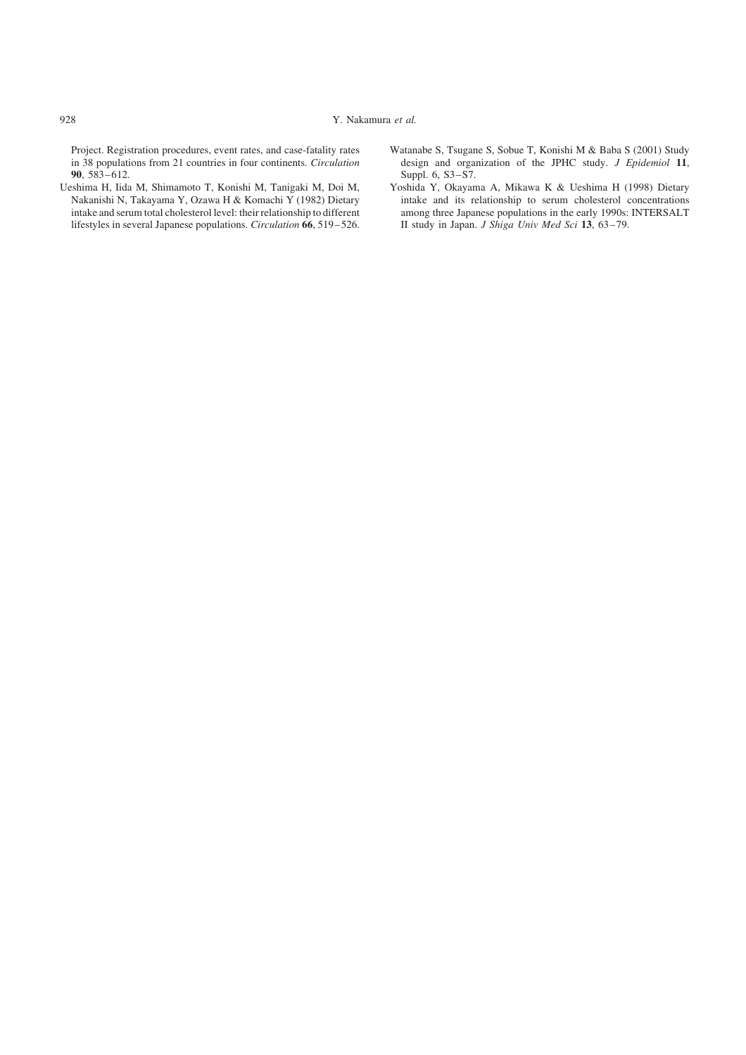Project. Registration procedures, event rates, and case-fatality rates in 38 populations from 21 countries in four continents. *Circulation* **90**, 583–612.

Ueshima H, Iida M, Shimamoto T, Konishi M, Tanigaki M, Doi M, Nakanishi N, Takayama Y, Ozawa H & Komachi Y (1982) Dietary intake and serum total cholesterol level: their relationship to different lifestyles in several Japanese populations. *Circulation* **66**, 519–526.

Watanabe S, Tsugane S, Sobue T, Konishi M & Baba S (2001) Study design and organization of the JPHC study. *J Epidemiol* **11**, Suppl. 6, S3–S7.

Yoshida Y, Okayama A, Mikawa K & Ueshima H (1998) Dietary intake and its relationship to serum cholesterol concentrations among three Japanese populations in the early 1990s: INTERSALT II study in Japan. *J Shiga Univ Med Sci* **13**, 63–79.